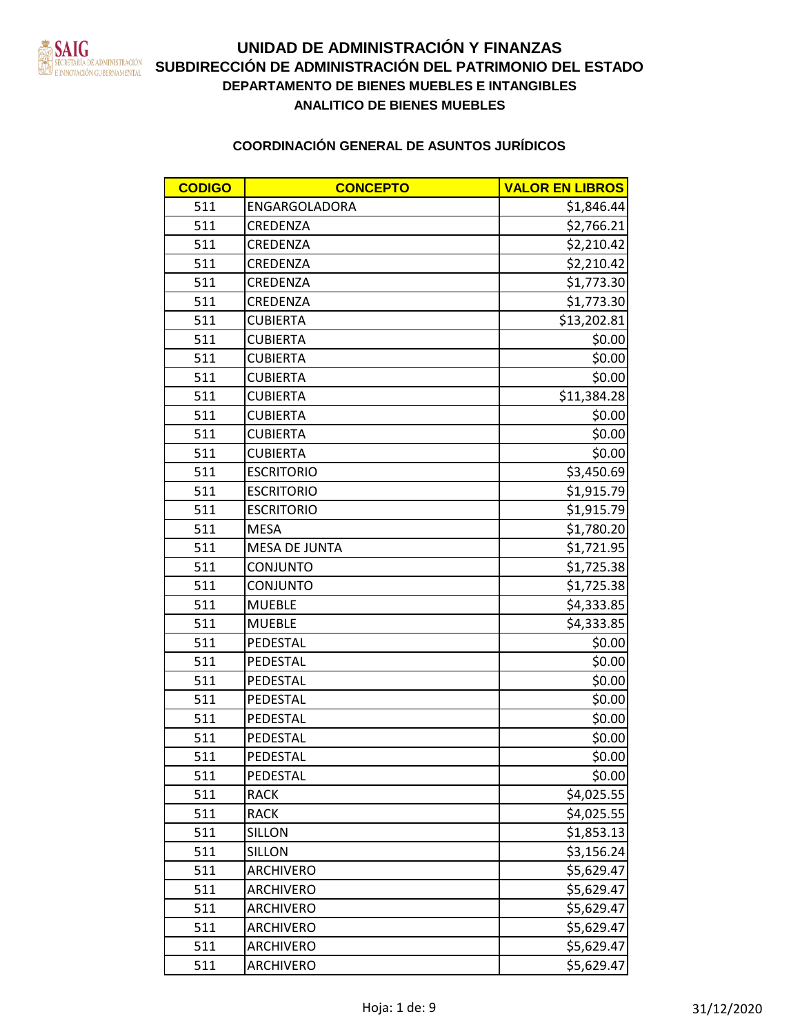# UNIDAD DE ADMINISTRACIÓN Y FINANZAS

## SUBDIRECCIÓN DE ADMINISTRACIÓN DEL PATRIMONIO DEL ESTADO

### DEPARTAMENTO DE BIENES MUEBLES E INTANGIBLES

### ANALITICO DE BIENES MUEBLES

### COORDINACIÓN GENERAL DE ASUNTOS JURÍDICOS

| CODIGO | CONCEPTO | VALOR EN LIBROS |
|---|---|---|
| 511 | ENGARGOLADORA | $1,846.44 |
| 511 | CREDENZA | $2,766.21 |
| 511 | CREDENZA | $2,210.42 |
| 511 | CREDENZA | $2,210.42 |
| 511 | CREDENZA | $1,773.30 |
| 511 | CREDENZA | $1,773.30 |
| 511 | CUBIERTA | $13,202.81 |
| 511 | CUBIERTA | $0.00 |
| 511 | CUBIERTA | $0.00 |
| 511 | CUBIERTA | $0.00 |
| 511 | CUBIERTA | $11,384.28 |
| 511 | CUBIERTA | $0.00 |
| 511 | CUBIERTA | $0.00 |
| 511 | CUBIERTA | $0.00 |
| 511 | ESCRITORIO | $3,450.69 |
| 511 | ESCRITORIO | $1,915.79 |
| 511 | ESCRITORIO | $1,915.79 |
| 511 | MESA | $1,780.20 |
| 511 | MESA DE JUNTA | $1,721.95 |
| 511 | CONJUNTO | $1,725.38 |
| 511 | CONJUNTO | $1,725.38 |
| 511 | MUEBLE | $4,333.85 |
| 511 | MUEBLE | $4,333.85 |
| 511 | PEDESTAL | $0.00 |
| 511 | PEDESTAL | $0.00 |
| 511 | PEDESTAL | $0.00 |
| 511 | PEDESTAL | $0.00 |
| 511 | PEDESTAL | $0.00 |
| 511 | PEDESTAL | $0.00 |
| 511 | PEDESTAL | $0.00 |
| 511 | PEDESTAL | $0.00 |
| 511 | RACK | $4,025.55 |
| 511 | RACK | $4,025.55 |
| 511 | SILLON | $1,853.13 |
| 511 | SILLON | $3,156.24 |
| 511 | ARCHIVERO | $5,629.47 |
| 511 | ARCHIVERO | $5,629.47 |
| 511 | ARCHIVERO | $5,629.47 |
| 511 | ARCHIVERO | $5,629.47 |
| 511 | ARCHIVERO | $5,629.47 |
| 511 | ARCHIVERO | $5,629.47 |

31/12/2020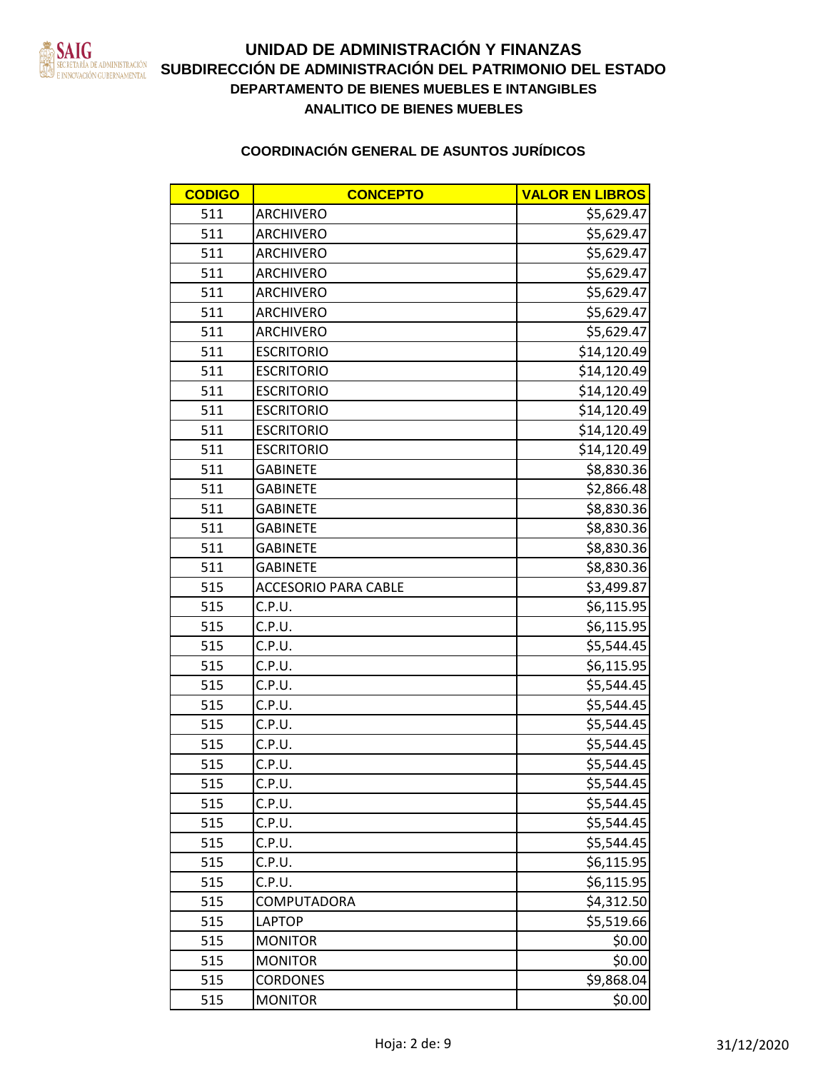# UNIDAD DE ADMINISTRACIÓN Y FINANZAS

## SUBDIRECCIÓN DE ADMINISTRACIÓN DEL PATRIMONIO DEL ESTADO

### DEPARTAMENTO DE BIENES MUEBLES E INTANGIBLES

### ANALITICO DE BIENES MUEBLES

### COORDINACIÓN GENERAL DE ASUNTOS JURÍDICOS

| CODIGO | CONCEPTO | VALOR EN LIBROS |
|---|---|---|
| 511 | ARCHIVERO | $5,629.47 |
| 511 | ARCHIVERO | $5,629.47 |
| 511 | ARCHIVERO | $5,629.47 |
| 511 | ARCHIVERO | $5,629.47 |
| 511 | ARCHIVERO | $5,629.47 |
| 511 | ARCHIVERO | $5,629.47 |
| 511 | ARCHIVERO | $5,629.47 |
| 511 | ESCRITORIO | $14,120.49 |
| 511 | ESCRITORIO | $14,120.49 |
| 511 | ESCRITORIO | $14,120.49 |
| 511 | ESCRITORIO | $14,120.49 |
| 511 | ESCRITORIO | $14,120.49 |
| 511 | ESCRITORIO | $14,120.49 |
| 511 | GABINETE | $8,830.36 |
| 511 | GABINETE | $2,866.48 |
| 511 | GABINETE | $8,830.36 |
| 511 | GABINETE | $8,830.36 |
| 511 | GABINETE | $8,830.36 |
| 511 | GABINETE | $8,830.36 |
| 515 | ACCESORIO PARA CABLE | $3,499.87 |
| 515 | C.P.U. | $6,115.95 |
| 515 | C.P.U. | $6,115.95 |
| 515 | C.P.U. | $5,544.45 |
| 515 | C.P.U. | $6,115.95 |
| 515 | C.P.U. | $5,544.45 |
| 515 | C.P.U. | $5,544.45 |
| 515 | C.P.U. | $5,544.45 |
| 515 | C.P.U. | $5,544.45 |
| 515 | C.P.U. | $5,544.45 |
| 515 | C.P.U. | $5,544.45 |
| 515 | C.P.U. | $5,544.45 |
| 515 | C.P.U. | $5,544.45 |
| 515 | C.P.U. | $5,544.45 |
| 515 | C.P.U. | $6,115.95 |
| 515 | C.P.U. | $6,115.95 |
| 515 | COMPUTADORA | $4,312.50 |
| 515 | LAPTOP | $5,519.66 |
| 515 | MONITOR | $0.00 |
| 515 | MONITOR | $0.00 |
| 515 | CORDONES | $9,868.04 |
| 515 | MONITOR | $0.00 |

31/12/2020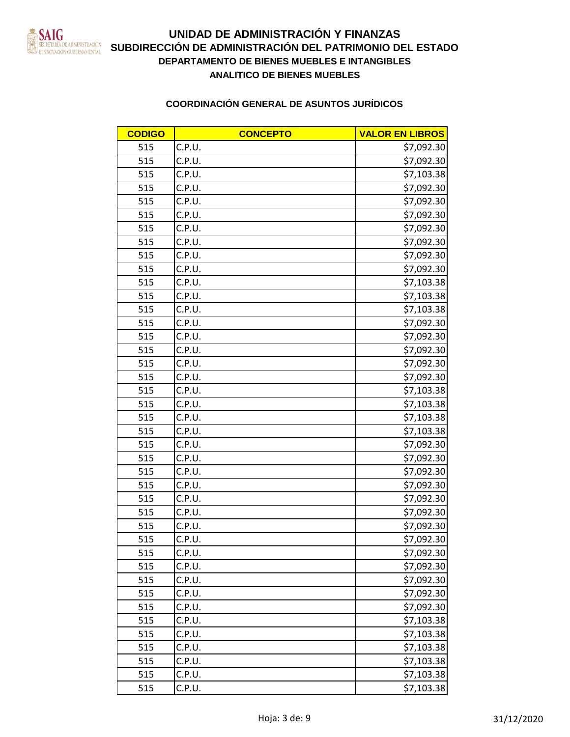# UNIDAD DE ADMINISTRACIÓN Y FINANZAS
## SUBDIRECCIÓN DE ADMINISTRACIÓN DEL PATRIMONIO DEL ESTADO
### DEPARTAMENTO DE BIENES MUEBLES E INTANGIBLES
### ANALITICO DE BIENES MUEBLES

### COORDINACIÓN GENERAL DE ASUNTOS JURÍDICOS

| CODIGO | CONCEPTO | VALOR EN LIBROS |
|---|---|---|
| 515 | C.P.U. | $7,092.30 |
| 515 | C.P.U. | $7,092.30 |
| 515 | C.P.U. | $7,103.38 |
| 515 | C.P.U. | $7,092.30 |
| 515 | C.P.U. | $7,092.30 |
| 515 | C.P.U. | $7,092.30 |
| 515 | C.P.U. | $7,092.30 |
| 515 | C.P.U. | $7,092.30 |
| 515 | C.P.U. | $7,092.30 |
| 515 | C.P.U. | $7,092.30 |
| 515 | C.P.U. | $7,103.38 |
| 515 | C.P.U. | $7,103.38 |
| 515 | C.P.U. | $7,103.38 |
| 515 | C.P.U. | $7,092.30 |
| 515 | C.P.U. | $7,092.30 |
| 515 | C.P.U. | $7,092.30 |
| 515 | C.P.U. | $7,092.30 |
| 515 | C.P.U. | $7,092.30 |
| 515 | C.P.U. | $7,103.38 |
| 515 | C.P.U. | $7,103.38 |
| 515 | C.P.U. | $7,103.38 |
| 515 | C.P.U. | $7,103.38 |
| 515 | C.P.U. | $7,092.30 |
| 515 | C.P.U. | $7,092.30 |
| 515 | C.P.U. | $7,092.30 |
| 515 | C.P.U. | $7,092.30 |
| 515 | C.P.U. | $7,092.30 |
| 515 | C.P.U. | $7,092.30 |
| 515 | C.P.U. | $7,092.30 |
| 515 | C.P.U. | $7,092.30 |
| 515 | C.P.U. | $7,092.30 |
| 515 | C.P.U. | $7,092.30 |
| 515 | C.P.U. | $7,092.30 |
| 515 | C.P.U. | $7,092.30 |
| 515 | C.P.U. | $7,092.30 |
| 515 | C.P.U. | $7,103.38 |
| 515 | C.P.U. | $7,103.38 |
| 515 | C.P.U. | $7,103.38 |
| 515 | C.P.U. | $7,103.38 |
| 515 | C.P.U. | $7,103.38 |
| 515 | C.P.U. | $7,103.38 |

31/12/2020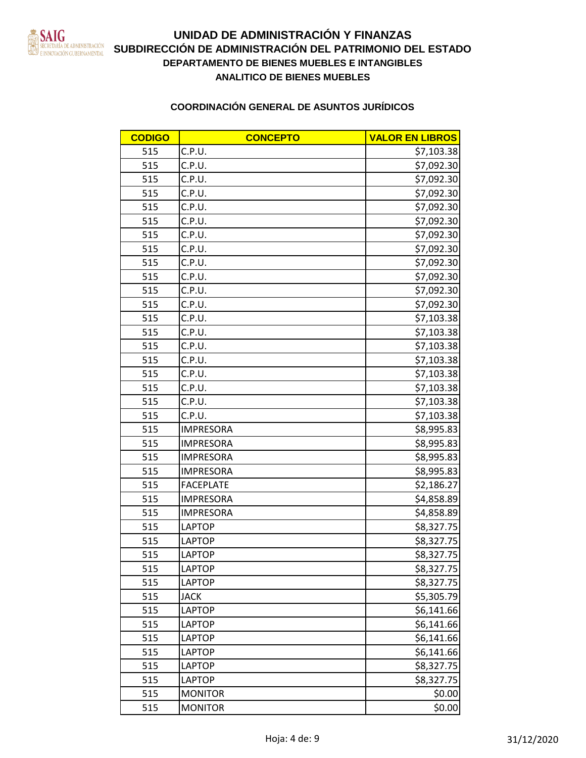# UNIDAD DE ADMINISTRACIÓN Y FINANZAS
## SUBDIRECCIÓN DE ADMINISTRACIÓN DEL PATRIMONIO DEL ESTADO
### DEPARTAMENTO DE BIENES MUEBLES E INTANGIBLES
### ANALITICO DE BIENES MUEBLES

### COORDINACIÓN GENERAL DE ASUNTOS JURÍDICOS

| CODIGO | CONCEPTO | VALOR EN LIBROS |
|---|---|---|
| 515 | C.P.U. | $7,103.38 |
| 515 | C.P.U. | $7,092.30 |
| 515 | C.P.U. | $7,092.30 |
| 515 | C.P.U. | $7,092.30 |
| 515 | C.P.U. | $7,092.30 |
| 515 | C.P.U. | $7,092.30 |
| 515 | C.P.U. | $7,092.30 |
| 515 | C.P.U. | $7,092.30 |
| 515 | C.P.U. | $7,092.30 |
| 515 | C.P.U. | $7,092.30 |
| 515 | C.P.U. | $7,092.30 |
| 515 | C.P.U. | $7,092.30 |
| 515 | C.P.U. | $7,103.38 |
| 515 | C.P.U. | $7,103.38 |
| 515 | C.P.U. | $7,103.38 |
| 515 | C.P.U. | $7,103.38 |
| 515 | C.P.U. | $7,103.38 |
| 515 | C.P.U. | $7,103.38 |
| 515 | C.P.U. | $7,103.38 |
| 515 | C.P.U. | $7,103.38 |
| 515 | IMPRESORA | $8,995.83 |
| 515 | IMPRESORA | $8,995.83 |
| 515 | IMPRESORA | $8,995.83 |
| 515 | IMPRESORA | $8,995.83 |
| 515 | FACEPLATE | $2,186.27 |
| 515 | IMPRESORA | $4,858.89 |
| 515 | IMPRESORA | $4,858.89 |
| 515 | LAPTOP | $8,327.75 |
| 515 | LAPTOP | $8,327.75 |
| 515 | LAPTOP | $8,327.75 |
| 515 | LAPTOP | $8,327.75 |
| 515 | LAPTOP | $8,327.75 |
| 515 | JACK | $5,305.79 |
| 515 | LAPTOP | $6,141.66 |
| 515 | LAPTOP | $6,141.66 |
| 515 | LAPTOP | $6,141.66 |
| 515 | LAPTOP | $6,141.66 |
| 515 | LAPTOP | $8,327.75 |
| 515 | LAPTOP | $8,327.75 |
| 515 | MONITOR | $0.00 |
| 515 | MONITOR | $0.00 |

31/12/2020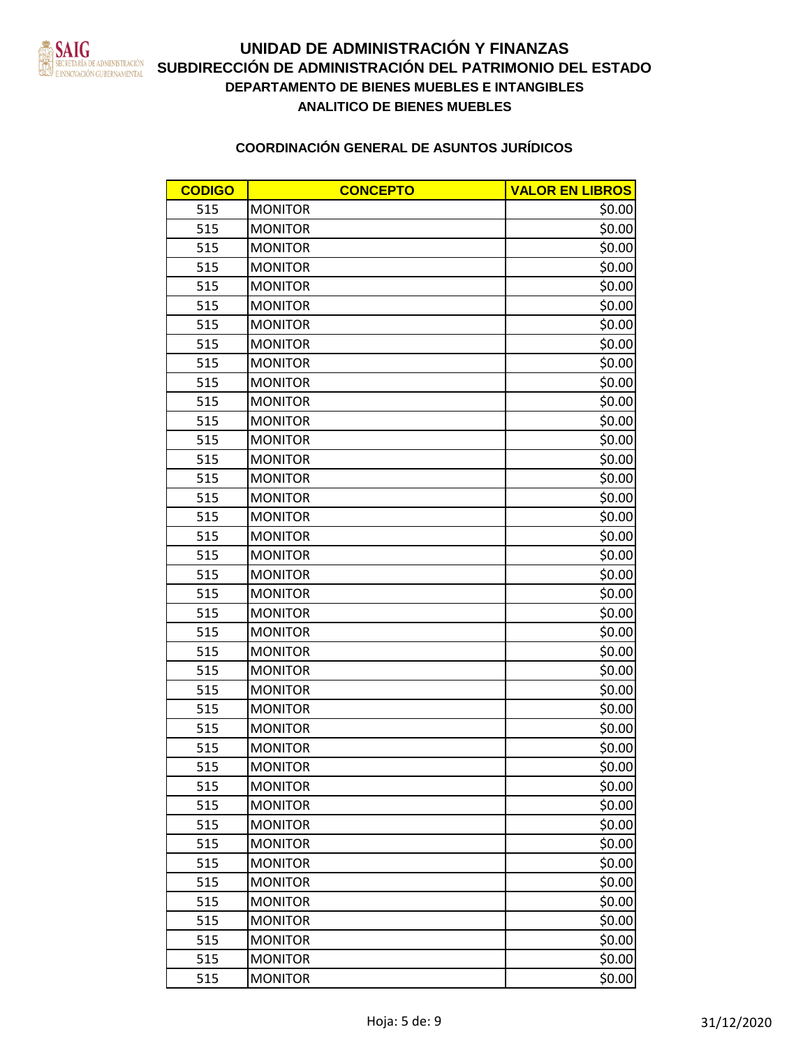# UNIDAD DE ADMINISTRACIÓN Y FINANZAS

## SUBDIRECCIÓN DE ADMINISTRACIÓN DEL PATRIMONIO DEL ESTADO

### DEPARTAMENTO DE BIENES MUEBLES E INTANGIBLES

### ANALITICO DE BIENES MUEBLES

### COORDINACIÓN GENERAL DE ASUNTOS JURÍDICOS

| CODIGO | CONCEPTO | VALOR EN LIBROS |
|---|---|---|
| 515 | MONITOR | $0.00 |
| 515 | MONITOR | $0.00 |
| 515 | MONITOR | $0.00 |
| 515 | MONITOR | $0.00 |
| 515 | MONITOR | $0.00 |
| 515 | MONITOR | $0.00 |
| 515 | MONITOR | $0.00 |
| 515 | MONITOR | $0.00 |
| 515 | MONITOR | $0.00 |
| 515 | MONITOR | $0.00 |
| 515 | MONITOR | $0.00 |
| 515 | MONITOR | $0.00 |
| 515 | MONITOR | $0.00 |
| 515 | MONITOR | $0.00 |
| 515 | MONITOR | $0.00 |
| 515 | MONITOR | $0.00 |
| 515 | MONITOR | $0.00 |
| 515 | MONITOR | $0.00 |
| 515 | MONITOR | $0.00 |
| 515 | MONITOR | $0.00 |
| 515 | MONITOR | $0.00 |
| 515 | MONITOR | $0.00 |
| 515 | MONITOR | $0.00 |
| 515 | MONITOR | $0.00 |
| 515 | MONITOR | $0.00 |
| 515 | MONITOR | $0.00 |
| 515 | MONITOR | $0.00 |
| 515 | MONITOR | $0.00 |
| 515 | MONITOR | $0.00 |
| 515 | MONITOR | $0.00 |
| 515 | MONITOR | $0.00 |
| 515 | MONITOR | $0.00 |
| 515 | MONITOR | $0.00 |
| 515 | MONITOR | $0.00 |
| 515 | MONITOR | $0.00 |
| 515 | MONITOR | $0.00 |
| 515 | MONITOR | $0.00 |
| 515 | MONITOR | $0.00 |
| 515 | MONITOR | $0.00 |
| 515 | MONITOR | $0.00 |
| 515 | MONITOR | $0.00 |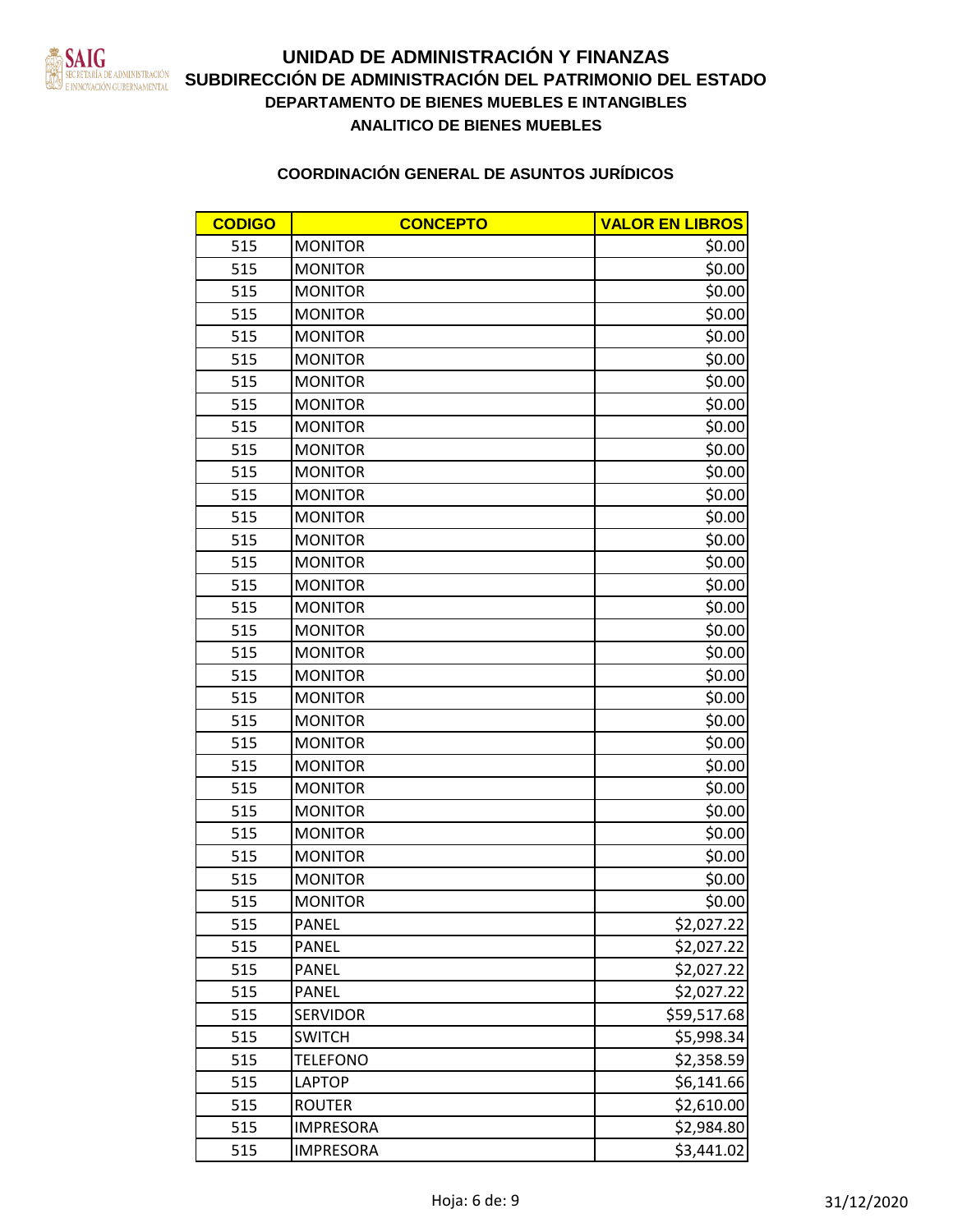# UNIDAD DE ADMINISTRACIÓN Y FINANZAS
## SUBDIRECCIÓN DE ADMINISTRACIÓN DEL PATRIMONIO DEL ESTADO
### DEPARTAMENTO DE BIENES MUEBLES E INTANGIBLES
### ANALITICO DE BIENES MUEBLES

### COORDINACIÓN GENERAL DE ASUNTOS JURÍDICOS

| CODIGO | CONCEPTO | VALOR EN LIBROS |
|---|---|---|
| 515 | MONITOR | $0.00 |
| 515 | MONITOR | $0.00 |
| 515 | MONITOR | $0.00 |
| 515 | MONITOR | $0.00 |
| 515 | MONITOR | $0.00 |
| 515 | MONITOR | $0.00 |
| 515 | MONITOR | $0.00 |
| 515 | MONITOR | $0.00 |
| 515 | MONITOR | $0.00 |
| 515 | MONITOR | $0.00 |
| 515 | MONITOR | $0.00 |
| 515 | MONITOR | $0.00 |
| 515 | MONITOR | $0.00 |
| 515 | MONITOR | $0.00 |
| 515 | MONITOR | $0.00 |
| 515 | MONITOR | $0.00 |
| 515 | MONITOR | $0.00 |
| 515 | MONITOR | $0.00 |
| 515 | MONITOR | $0.00 |
| 515 | MONITOR | $0.00 |
| 515 | MONITOR | $0.00 |
| 515 | MONITOR | $0.00 |
| 515 | MONITOR | $0.00 |
| 515 | MONITOR | $0.00 |
| 515 | MONITOR | $0.00 |
| 515 | MONITOR | $0.00 |
| 515 | MONITOR | $0.00 |
| 515 | MONITOR | $0.00 |
| 515 | MONITOR | $0.00 |
| 515 | MONITOR | $0.00 |
| 515 | PANEL | $2,027.22 |
| 515 | PANEL | $2,027.22 |
| 515 | PANEL | $2,027.22 |
| 515 | PANEL | $2,027.22 |
| 515 | SERVIDOR | $59,517.68 |
| 515 | SWITCH | $5,998.34 |
| 515 | TELEFONO | $2,358.59 |
| 515 | LAPTOP | $6,141.66 |
| 515 | ROUTER | $2,610.00 |
| 515 | IMPRESORA | $2,984.80 |
| 515 | IMPRESORA | $3,441.02 |

31/12/2020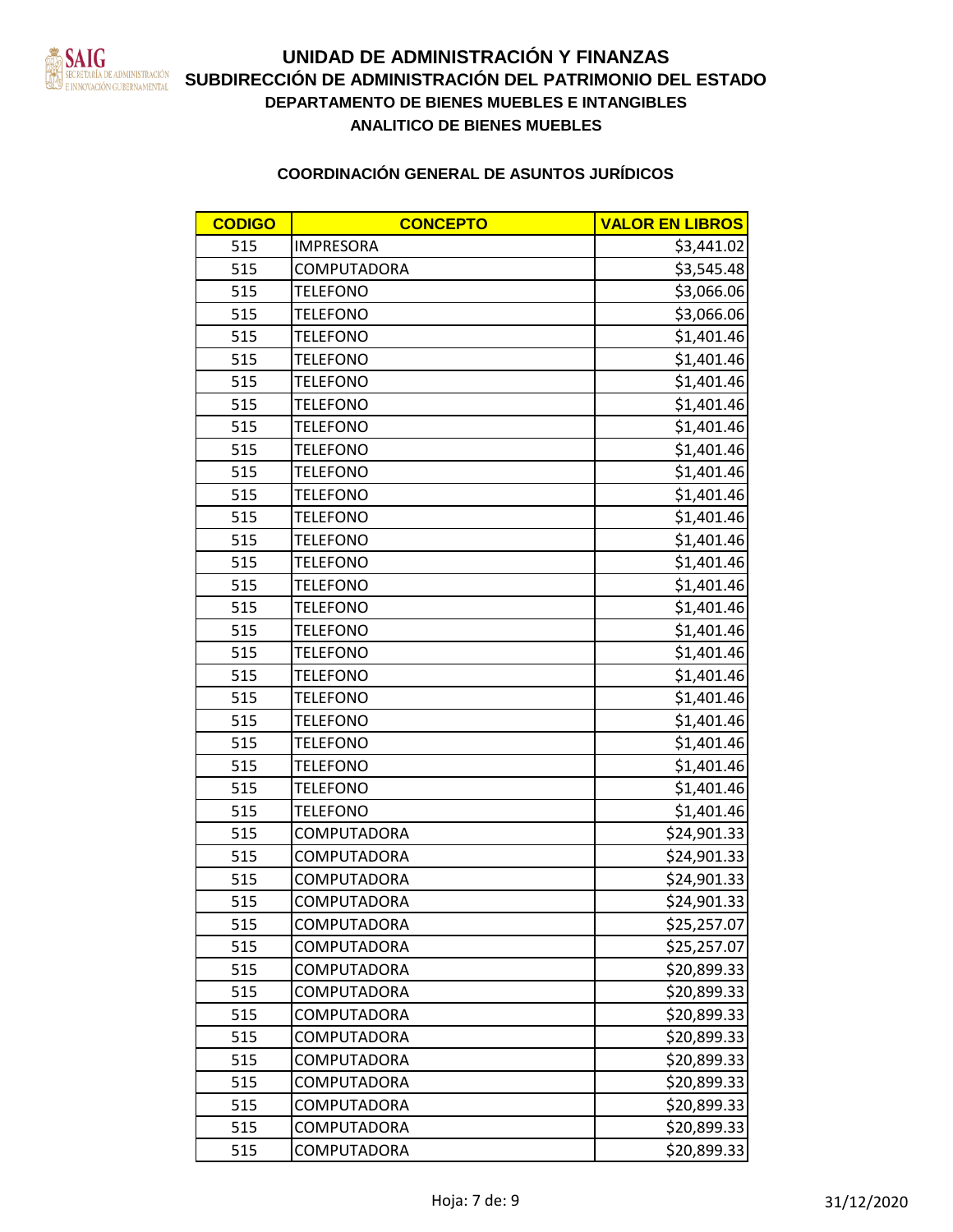# UNIDAD DE ADMINISTRACIÓN Y FINANZAS
## SUBDIRECCIÓN DE ADMINISTRACIÓN DEL PATRIMONIO DEL ESTADO
### DEPARTAMENTO DE BIENES MUEBLES E INTANGIBLES
### ANALITICO DE BIENES MUEBLES

### COORDINACIÓN GENERAL DE ASUNTOS JURÍDICOS

| CODIGO | CONCEPTO | VALOR EN LIBROS |
|---|---|---|
| 515 | IMPRESORA | $3,441.02 |
| 515 | COMPUTADORA | $3,545.48 |
| 515 | TELEFONO | $3,066.06 |
| 515 | TELEFONO | $3,066.06 |
| 515 | TELEFONO | $1,401.46 |
| 515 | TELEFONO | $1,401.46 |
| 515 | TELEFONO | $1,401.46 |
| 515 | TELEFONO | $1,401.46 |
| 515 | TELEFONO | $1,401.46 |
| 515 | TELEFONO | $1,401.46 |
| 515 | TELEFONO | $1,401.46 |
| 515 | TELEFONO | $1,401.46 |
| 515 | TELEFONO | $1,401.46 |
| 515 | TELEFONO | $1,401.46 |
| 515 | TELEFONO | $1,401.46 |
| 515 | TELEFONO | $1,401.46 |
| 515 | TELEFONO | $1,401.46 |
| 515 | TELEFONO | $1,401.46 |
| 515 | TELEFONO | $1,401.46 |
| 515 | TELEFONO | $1,401.46 |
| 515 | TELEFONO | $1,401.46 |
| 515 | TELEFONO | $1,401.46 |
| 515 | TELEFONO | $1,401.46 |
| 515 | TELEFONO | $1,401.46 |
| 515 | TELEFONO | $1,401.46 |
| 515 | TELEFONO | $1,401.46 |
| 515 | COMPUTADORA | $24,901.33 |
| 515 | COMPUTADORA | $24,901.33 |
| 515 | COMPUTADORA | $24,901.33 |
| 515 | COMPUTADORA | $24,901.33 |
| 515 | COMPUTADORA | $25,257.07 |
| 515 | COMPUTADORA | $25,257.07 |
| 515 | COMPUTADORA | $20,899.33 |
| 515 | COMPUTADORA | $20,899.33 |
| 515 | COMPUTADORA | $20,899.33 |
| 515 | COMPUTADORA | $20,899.33 |
| 515 | COMPUTADORA | $20,899.33 |
| 515 | COMPUTADORA | $20,899.33 |
| 515 | COMPUTADORA | $20,899.33 |
| 515 | COMPUTADORA | $20,899.33 |
| 515 | COMPUTADORA | $20,899.33 |

31/12/2020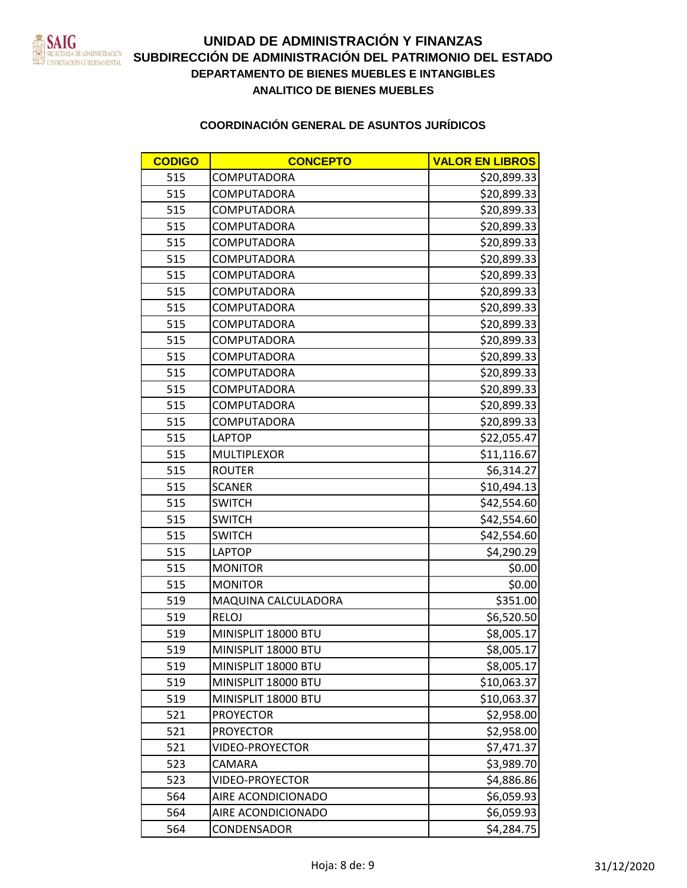# UNIDAD DE ADMINISTRACIÓN Y FINANZAS
## SUBDIRECCIÓN DE ADMINISTRACIÓN DEL PATRIMONIO DEL ESTADO
### DEPARTAMENTO DE BIENES MUEBLES E INTANGIBLES
### ANALITICO DE BIENES MUEBLES

### COORDINACIÓN GENERAL DE ASUNTOS JURÍDICOS

| CODIGO | CONCEPTO | VALOR EN LIBROS |
|---|---|---|
| 515 | COMPUTADORA | $20,899.33 |
| 515 | COMPUTADORA | $20,899.33 |
| 515 | COMPUTADORA | $20,899.33 |
| 515 | COMPUTADORA | $20,899.33 |
| 515 | COMPUTADORA | $20,899.33 |
| 515 | COMPUTADORA | $20,899.33 |
| 515 | COMPUTADORA | $20,899.33 |
| 515 | COMPUTADORA | $20,899.33 |
| 515 | COMPUTADORA | $20,899.33 |
| 515 | COMPUTADORA | $20,899.33 |
| 515 | COMPUTADORA | $20,899.33 |
| 515 | COMPUTADORA | $20,899.33 |
| 515 | COMPUTADORA | $20,899.33 |
| 515 | COMPUTADORA | $20,899.33 |
| 515 | COMPUTADORA | $20,899.33 |
| 515 | COMPUTADORA | $20,899.33 |
| 515 | LAPTOP | $22,055.47 |
| 515 | MULTIPLEXOR | $11,116.67 |
| 515 | ROUTER | $6,314.27 |
| 515 | SCANER | $10,494.13 |
| 515 | SWITCH | $42,554.60 |
| 515 | SWITCH | $42,554.60 |
| 515 | SWITCH | $42,554.60 |
| 515 | LAPTOP | $4,290.29 |
| 515 | MONITOR | $0.00 |
| 515 | MONITOR | $0.00 |
| 519 | MAQUINA CALCULADORA | $351.00 |
| 519 | RELOJ | $6,520.50 |
| 519 | MINISPLIT 18000 BTU | $8,005.17 |
| 519 | MINISPLIT 18000 BTU | $8,005.17 |
| 519 | MINISPLIT 18000 BTU | $8,005.17 |
| 519 | MINISPLIT 18000 BTU | $10,063.37 |
| 519 | MINISPLIT 18000 BTU | $10,063.37 |
| 521 | PROYECTOR | $2,958.00 |
| 521 | PROYECTOR | $2,958.00 |
| 521 | VIDEO-PROYECTOR | $7,471.37 |
| 523 | CAMARA | $3,989.70 |
| 523 | VIDEO-PROYECTOR | $4,886.86 |
| 564 | AIRE ACONDICIONADO | $6,059.93 |
| 564 | AIRE ACONDICIONADO | $6,059.93 |
| 564 | CONDENSADOR | $4,284.75 |

31/12/2020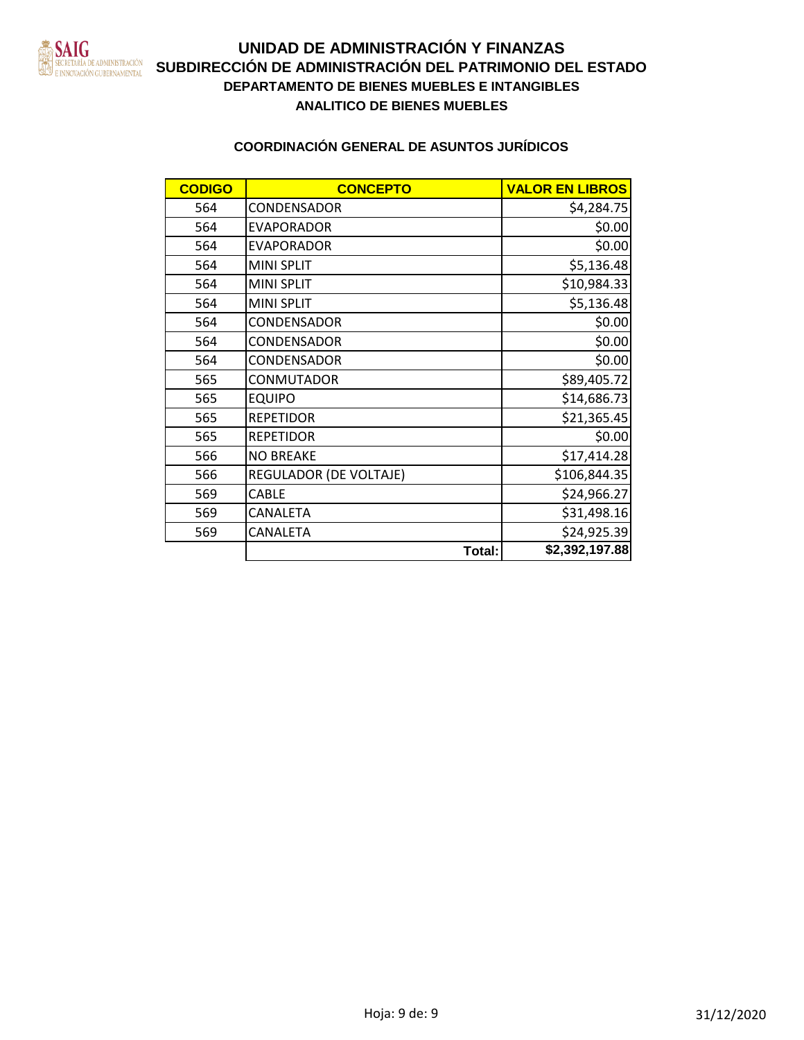# UNIDAD DE ADMINISTRACIÓN Y FINANZAS
## SUBDIRECCIÓN DE ADMINISTRACIÓN DEL PATRIMONIO DEL ESTADO
### DEPARTAMENTO DE BIENES MUEBLES E INTANGIBLES
### ANALITICO DE BIENES MUEBLES

### COORDINACIÓN GENERAL DE ASUNTOS JURÍDICOS

| CODIGO | CONCEPTO | VALOR EN LIBROS |
|---|---|---|
| 564 | CONDENSADOR | $4,284.75 |
| 564 | EVAPORADOR | $0.00 |
| 564 | EVAPORADOR | $0.00 |
| 564 | MINI SPLIT | $5,136.48 |
| 564 | MINI SPLIT | $10,984.33 |
| 564 | MINI SPLIT | $5,136.48 |
| 564 | CONDENSADOR | $0.00 |
| 564 | CONDENSADOR | $0.00 |
| 564 | CONDENSADOR | $0.00 |
| 565 | CONMUTADOR | $89,405.72 |
| 565 | EQUIPO | $14,686.73 |
| 565 | REPETIDOR | $21,365.45 |
| 565 | REPETIDOR | $0.00 |
| 566 | NO BREAKE | $17,414.28 |
| 566 | REGULADOR (DE VOLTAJE) | $106,844.35 |
| 569 | CABLE | $24,966.27 |
| 569 | CANALETA | $31,498.16 |
| 569 | CANALETA | $24,925.39 |
| | **Total:** | **$2,392,197.88** |

31/12/2020